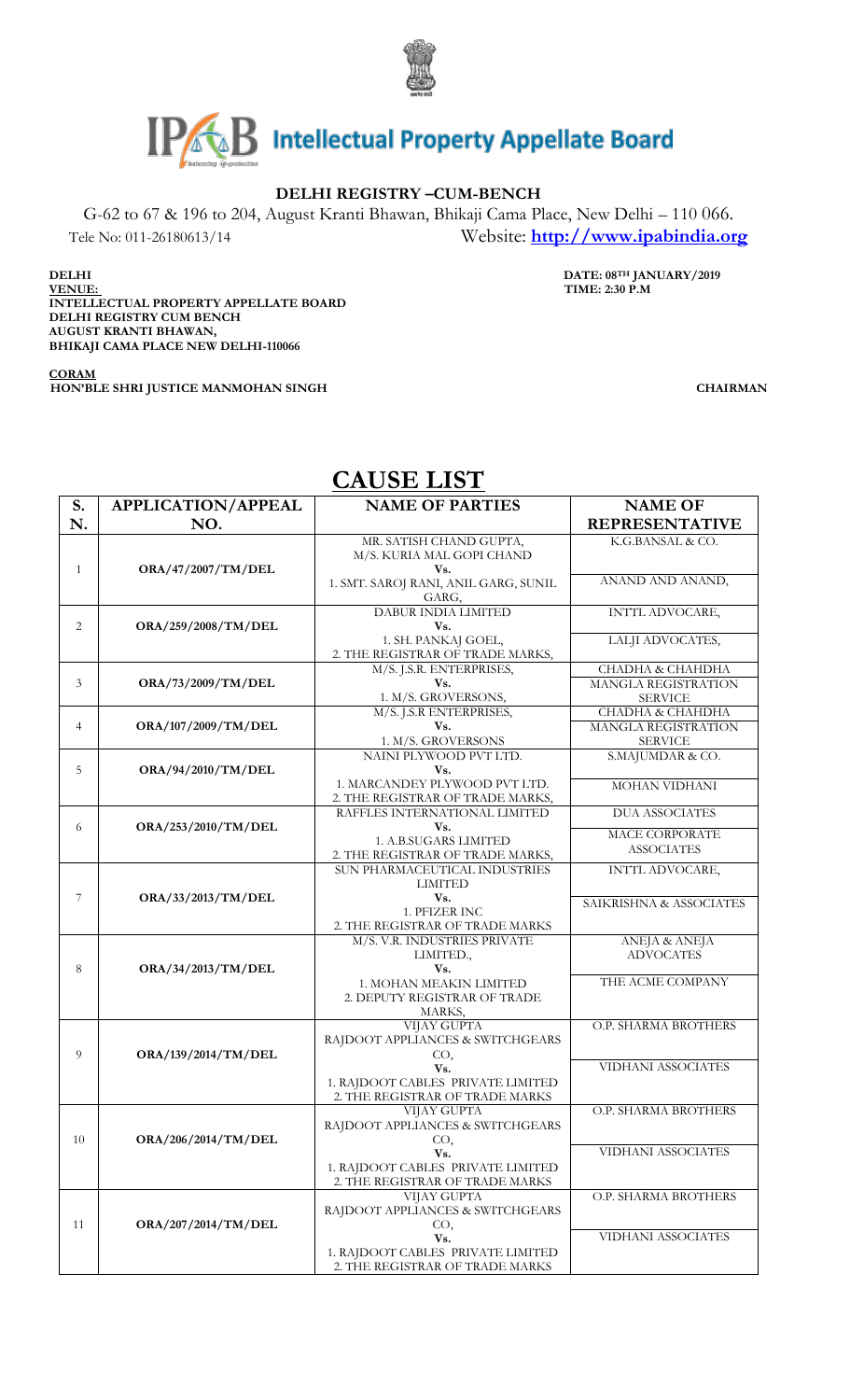# Intellectual Property Appellate Board

**DELHI REGISTRY –CUM-BENCH**

G-62 to 67 & 196 to 204, August Kranti Bhawan, Bhikaji Cama Place, New Delhi – 110 066.

Tele No: 011-26180613/14 Website: **http://www.ipabindia.org**

**DELHI** **DATE: 08TH JANUARY/2019**

**VENUE:** **TIME: 2:30 P.M**

**INTELLECTUAL PROPERTY APPELLATE BOARD**
**DELHI REGISTRY CUM BENCH**
**AUGUST KRANTI BHAWAN,**
**BHIKAJI CAMA PLACE NEW DELHI-110066**

**CORAM**
**HON'BLE SHRI JUSTICE MANMOHAN SINGH** **CHAIRMAN**

# CAUSE LIST

| S. N. | APPLICATION/APPEAL NO. | NAME OF PARTIES | NAME OF REPRESENTATIVE |
|---|---|---|---|
| 1 | **ORA/47/2007/TM/DEL** | MR. SATISH CHAND GUPTA, M/S. KURIA MAL GOPI CHAND **Vs.** 1. SMT. SAROJ RANI, ANIL GARG, SUNIL GARG, | K.G.BANSAL & CO. / ANAND AND ANAND, |
| 2 | **ORA/259/2008/TM/DEL** | DABUR INDIA LIMITED **Vs.** 1. SH. PANKAJ GOEL, 2. THE REGISTRAR OF TRADE MARKS, | INTTL ADVOCARE, / LALJI ADVOCATES, |
| 3 | **ORA/73/2009/TM/DEL** | M/S. J.S.R. ENTERPRISES, **Vs.** 1. M/S. GROVERSONS, | CHADHA & CHAHDHA / MANGLA REGISTRATION SERVICE |
| 4 | **ORA/107/2009/TM/DEL** | M/S. J.S.R ENTERPRISES, **Vs.** 1. M/S. GROVERSONS | CHADHA & CHAHDHA / MANGLA REGISTRATION SERVICE |
| 5 | **ORA/94/2010/TM/DEL** | NAINI PLYWOOD PVT LTD. **Vs.** 1. MARCANDEY PLYWOOD PVT LTD. 2. THE REGISTRAR OF TRADE MARKS, | S.MAJUMDAR & CO. / MOHAN VIDHANI |
| 6 | **ORA/253/2010/TM/DEL** | RAFFLES INTERNATIONAL LIMITED **Vs.** 1. A.B.SUGARS LIMITED 2. THE REGISTRAR OF TRADE MARKS, | DUA ASSOCIATES / MACE CORPORATE ASSOCIATES |
| 7 | **ORA/33/2013/TM/DEL** | SUN PHARMACEUTICAL INDUSTRIES LIMITED **Vs.** 1. PFIZER INC 2. THE REGISTRAR OF TRADE MARKS | INTTL ADVOCARE, / SAIKRISHNA & ASSOCIATES |
| 8 | **ORA/34/2013/TM/DEL** | M/S. V.R. INDUSTRIES PRIVATE LIMITED., **Vs.** 1. MOHAN MEAKIN LIMITED 2. DEPUTY REGISTRAR OF TRADE MARKS, | ANEJA & ANEJA ADVOCATES / THE ACME COMPANY |
| 9 | **ORA/139/2014/TM/DEL** | VIJAY GUPTA RAJDOOT APPLIANCES & SWITCHGEARS CO, **Vs.** 1. RAJDOOT CABLES PRIVATE LIMITED 2. THE REGISTRAR OF TRADE MARKS | O.P. SHARMA BROTHERS / VIDHANI ASSOCIATES |
| 10 | **ORA/206/2014/TM/DEL** | VIJAY GUPTA RAJDOOT APPLIANCES & SWITCHGEARS CO, **Vs.** 1. RAJDOOT CABLES PRIVATE LIMITED 2. THE REGISTRAR OF TRADE MARKS | O.P. SHARMA BROTHERS / VIDHANI ASSOCIATES |
| 11 | **ORA/207/2014/TM/DEL** | VIJAY GUPTA RAJDOOT APPLIANCES & SWITCHGEARS CO, **Vs.** 1. RAJDOOT CABLES PRIVATE LIMITED 2. THE REGISTRAR OF TRADE MARKS | O.P. SHARMA BROTHERS / VIDHANI ASSOCIATES |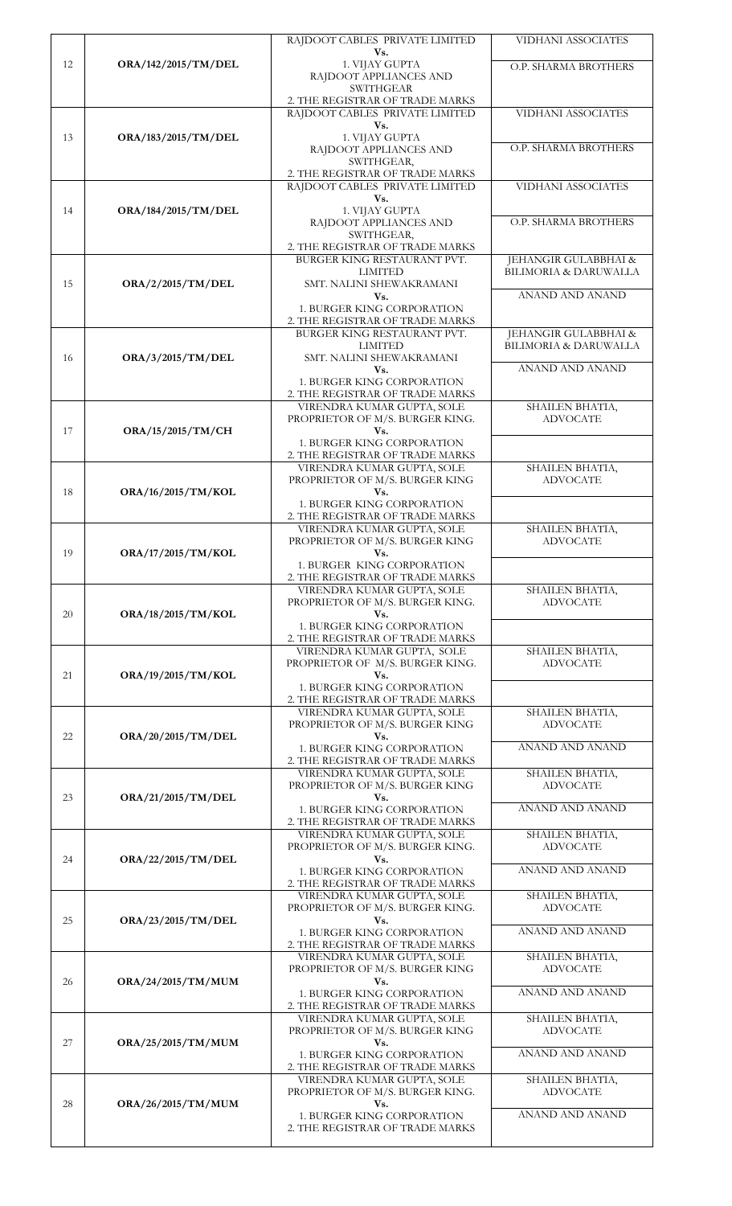| | | | |
|---|---|---|---|
| 12 | **ORA/142/2015/TM/DEL** | RAJDOOT CABLES PRIVATE LIMITED **Vs.** 1. VIJAY GUPTA RAJDOOT APPLIANCES AND SWITHGEAR 2. THE REGISTRAR OF TRADE MARKS | VIDHANI ASSOCIATES<br>O.P. SHARMA BROTHERS |
| 13 | **ORA/183/2015/TM/DEL** | RAJDOOT CABLES PRIVATE LIMITED **Vs.** 1. VIJAY GUPTA RAJDOOT APPLIANCES AND SWITHGEAR, 2. THE REGISTRAR OF TRADE MARKS | VIDHANI ASSOCIATES<br>O.P. SHARMA BROTHERS |
| 14 | **ORA/184/2015/TM/DEL** | RAJDOOT CABLES PRIVATE LIMITED **Vs.** 1. VIJAY GUPTA RAJDOOT APPLIANCES AND SWITHGEAR, 2. THE REGISTRAR OF TRADE MARKS | VIDHANI ASSOCIATES<br>O.P. SHARMA BROTHERS |
| 15 | **ORA/2/2015/TM/DEL** | BURGER KING RESTAURANT PVT. LIMITED SMT. NALINI SHEWAKRAMANI **Vs.** 1. BURGER KING CORPORATION 2. THE REGISTRAR OF TRADE MARKS | JEHANGIR GULABBHAI & BILIMORIA & DARUWALLA<br>ANAND AND ANAND |
| 16 | **ORA/3/2015/TM/DEL** | BURGER KING RESTAURANT PVT. LIMITED SMT. NALINI SHEWAKRAMANI **Vs.** 1. BURGER KING CORPORATION 2. THE REGISTRAR OF TRADE MARKS | JEHANGIR GULABBHAI & BILIMORIA & DARUWALLA<br>ANAND AND ANAND |
| 17 | **ORA/15/2015/TM/CH** | VIRENDRA KUMAR GUPTA, SOLE PROPRIETOR OF M/S. BURGER KING. **Vs.** 1. BURGER KING CORPORATION 2. THE REGISTRAR OF TRADE MARKS | SHAILEN BHATIA, ADVOCATE |
| 18 | **ORA/16/2015/TM/KOL** | VIRENDRA KUMAR GUPTA, SOLE PROPRIETOR OF M/S. BURGER KING **Vs.** 1. BURGER KING CORPORATION 2. THE REGISTRAR OF TRADE MARKS | SHAILEN BHATIA, ADVOCATE |
| 19 | **ORA/17/2015/TM/KOL** | VIRENDRA KUMAR GUPTA, SOLE PROPRIETOR OF M/S. BURGER KING **Vs.** 1. BURGER KING CORPORATION 2. THE REGISTRAR OF TRADE MARKS | SHAILEN BHATIA, ADVOCATE |
| 20 | **ORA/18/2015/TM/KOL** | VIRENDRA KUMAR GUPTA, SOLE PROPRIETOR OF M/S. BURGER KING. **Vs.** 1. BURGER KING CORPORATION 2. THE REGISTRAR OF TRADE MARKS | SHAILEN BHATIA, ADVOCATE |
| 21 | **ORA/19/2015/TM/KOL** | VIRENDRA KUMAR GUPTA, SOLE PROPRIETOR OF M/S. BURGER KING. **Vs.** 1. BURGER KING CORPORATION 2. THE REGISTRAR OF TRADE MARKS | SHAILEN BHATIA, ADVOCATE |
| 22 | **ORA/20/2015/TM/DEL** | VIRENDRA KUMAR GUPTA, SOLE PROPRIETOR OF M/S. BURGER KING **Vs.** 1. BURGER KING CORPORATION 2. THE REGISTRAR OF TRADE MARKS | SHAILEN BHATIA, ADVOCATE<br>ANAND AND ANAND |
| 23 | **ORA/21/2015/TM/DEL** | VIRENDRA KUMAR GUPTA, SOLE PROPRIETOR OF M/S. BURGER KING **Vs.** 1. BURGER KING CORPORATION 2. THE REGISTRAR OF TRADE MARKS | SHAILEN BHATIA, ADVOCATE<br>ANAND AND ANAND |
| 24 | **ORA/22/2015/TM/DEL** | VIRENDRA KUMAR GUPTA, SOLE PROPRIETOR OF M/S. BURGER KING. **Vs.** 1. BURGER KING CORPORATION 2. THE REGISTRAR OF TRADE MARKS | SHAILEN BHATIA, ADVOCATE<br>ANAND AND ANAND |
| 25 | **ORA/23/2015/TM/DEL** | VIRENDRA KUMAR GUPTA, SOLE PROPRIETOR OF M/S. BURGER KING. **Vs.** 1. BURGER KING CORPORATION 2. THE REGISTRAR OF TRADE MARKS | SHAILEN BHATIA, ADVOCATE<br>ANAND AND ANAND |
| 26 | **ORA/24/2015/TM/MUM** | VIRENDRA KUMAR GUPTA, SOLE PROPRIETOR OF M/S. BURGER KING **Vs.** 1. BURGER KING CORPORATION 2. THE REGISTRAR OF TRADE MARKS | SHAILEN BHATIA, ADVOCATE<br>ANAND AND ANAND |
| 27 | **ORA/25/2015/TM/MUM** | VIRENDRA KUMAR GUPTA, SOLE PROPRIETOR OF M/S. BURGER KING **Vs.** 1. BURGER KING CORPORATION 2. THE REGISTRAR OF TRADE MARKS | SHAILEN BHATIA, ADVOCATE<br>ANAND AND ANAND |
| 28 | **ORA/26/2015/TM/MUM** | VIRENDRA KUMAR GUPTA, SOLE PROPRIETOR OF M/S. BURGER KING. **Vs.** 1. BURGER KING CORPORATION 2. THE REGISTRAR OF TRADE MARKS | SHAILEN BHATIA, ADVOCATE<br>ANAND AND ANAND |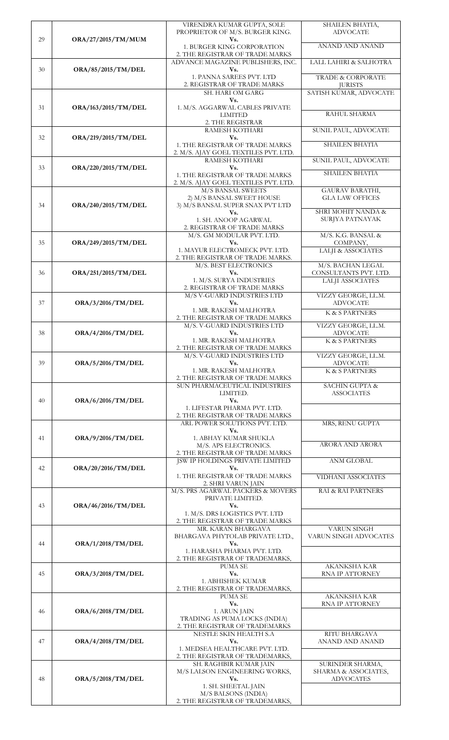| 29 | ORA/27/2015/TM/MUM | VIRENDRA KUMAR GUPTA, SOLE PROPRIETOR OF M/S. BURGER KING. Vs. 1. BURGER KING CORPORATION 2. THE REGISTRAR OF TRADE MARKS | SHAILEN BHATIA, ADVOCATE<br>ANAND AND ANAND |
|---|---|---|---|
| 30 | ORA/85/2015/TM/DEL | ADVANCE MAGAZINE PUBLISHERS, INC. Vs. 1. PANNA SAREES PVT. LTD 2. REGISTRAR OF TRADE MARKS | LALL LAHIRI & SALHOTRA<br>TRADE & CORPORATE JURISTS |
| 31 | ORA/163/2015/TM/DEL | SH. HARI OM GARG Vs. 1. M/S. AGGARWAL CABLES PRIVATE LIMITED 2. THE REGISTRAR | SATISH KUMAR, ADVOCATE<br>RAHUL SHARMA |
| 32 | ORA/219/2015/TM/DEL | RAMESH KOTHARI Vs. 1. THE REGISTRAR OF TRADE MARKS 2. M/S. AJAY GOEL TEXTILES PVT. LTD. | SUNIL PAUL, ADVOCATE<br>SHAILEN BHATIA |
| 33 | ORA/220/2015/TM/DEL | RAMESH KOTHARI Vs. 1. THE REGISTRAR OF TRADE MARKS 2. M/S. AJAY GOEL TEXTILES PVT. LTD. | SUNIL PAUL, ADVOCATE<br>SHAILEN BHATIA |
| 34 | ORA/240/2015/TM/DEL | M/S BANSAL SWEETS 2) M/S BANSAL SWEET HOUSE 3) M/S BANSAL SUPER SNAX PVT LTD Vs. 1. SH. ANOOP AGARWAL 2. REGISTRAR OF TRADE MARKS | GAURAV BARATHI, GLA LAW OFFICES<br>SHRI MOHIT NANDA & SURJYA PATNAYAK |
| 35 | ORA/249/2015/TM/DEL | M/S. GM MODULAR PVT. LTD. Vs. 1. MAYUR ELECTROMECK PVT. LTD. 2. THE REGISTRAR OF TRADE MARKS. | M/S. K.G. BANSAL & COMPANY,<br>LALJI & ASSOCIATES |
| 36 | ORA/251/2015/TM/DEL | M/S. BEST ELECTRONICS Vs. 1. M/S. SURYA INDUSTRIES 2. REGISTRAR OF TRADE MARKS | M/S. BACHAN LEGAL CONSULTANTS PVT. LTD.<br>LALJI ASSOCIATES |
| 37 | ORA/3/2016/TM/DEL | M/S V-GUARD INDUSTRIES LTD Vs. 1. MR. RAKESH MALHOTRA 2. THE REGISTRAR OF TRADE MARKS | VIZZY GEORGE, LL.M. ADVOCATE<br>K & S PARTNERS |
| 38 | ORA/4/2016/TM/DEL | M/S. V-GUARD INDUSTRIES LTD Vs. 1. MR. RAKESH MALHOTRA 2. THE REGISTRAR OF TRADE MARKS | VIZZY GEORGE, LL.M. ADVOCATE<br>K & S PARTNERS |
| 39 | ORA/5/2016/TM/DEL | M/S. V-GUARD INDUSTRIES LTD Vs. 1. MR. RAKESH MALHOTRA 2. THE REGISTRAR OF TRADE MARKS | VIZZY GEORGE, LL.M. ADVOCATE<br>K & S PARTNERS |
| 40 | ORA/6/2016/TM/DEL | SUN PHARMACEUTICAL INDUSTRIES LIMITED. Vs. 1. LIFESTAR PHARMA PVT. LTD. 2. THE REGISTRAR OF TRADE MARKS | SACHIN GUPTA & ASSOCIATES |
| 41 | ORA/9/2016/TM/DEL | ARL POWER SOLUTIONS PVT. LTD. Vs. 1. ABHAY KUMAR SHUKLA M/S. APS ELECTRONICS. 2. THE REGISTRAR OF TRADE MARKS | MRS, RENU GUPTA<br>ARORA AND ARORA |
| 42 | ORA/20/2016/TM/DEL | JSW IP HOLDINGS PRIVATE LIMITED Vs. 1. THE REGISTRAR OF TRADE MARKS 2. SHRI VARUN JAIN | ANM GLOBAL<br>VIDHANI ASSOCIATES |
| 43 | ORA/46/2016/TM/DEL | M/S. PRS AGARWAL PACKERS & MOVERS PRIVATE LIMITED. Vs. 1. M/S. DRS LOGISTICS PVT. LTD 2. THE REGISTRAR OF TRADE MARKS | RAI & RAI PARTNERS |
| 44 | ORA/1/2018/TM/DEL | MR. KARAN BHARGAVA BHARGAVA PHYTOLAB PRIVATE LTD., Vs. 1. HARASHA PHARMA PVT. LTD. 2. THE REGISTRAR OF TRADEMARKS, | VARUN SINGH VARUN SINGH ADVOCATES |
| 45 | ORA/3/2018/TM/DEL | PUMA SE Vs. 1. ABHISHEK KUMAR 2. THE REGISTRAR OF TRADEMARKS, | AKANKSHA KAR RNA IP ATTORNEY |
| 46 | ORA/6/2018/TM/DEL | PUMA SE Vs. 1. ARUN JAIN TRADING AS PUMA LOCKS (INDIA) 2. THE REGISTRAR OF TRADEMARKS | AKANKSHA KAR RNA IP ATTORNEY |
| 47 | ORA/4/2018/TM/DEL | NESTLE SKIN HEALTH S.A Vs. 1. MEDSEA HEALTHCARE PVT. LTD. 2. THE REGISTRAR OF TRADEMARKS, | RITU BHARGAVA ANAND AND ANAND |
| 48 | ORA/5/2018/TM/DEL | SH. RAGHBIR KUMAR JAIN M/S LALSON ENGINEERING WORKS, Vs. 1. SH. SHEETAL JAIN M/S BALSONS (INDIA) 2. THE REGISTRAR OF TRADEMARKS, | SURINDER SHARMA, SHARMA & ASSOCIATES, ADVOCATES |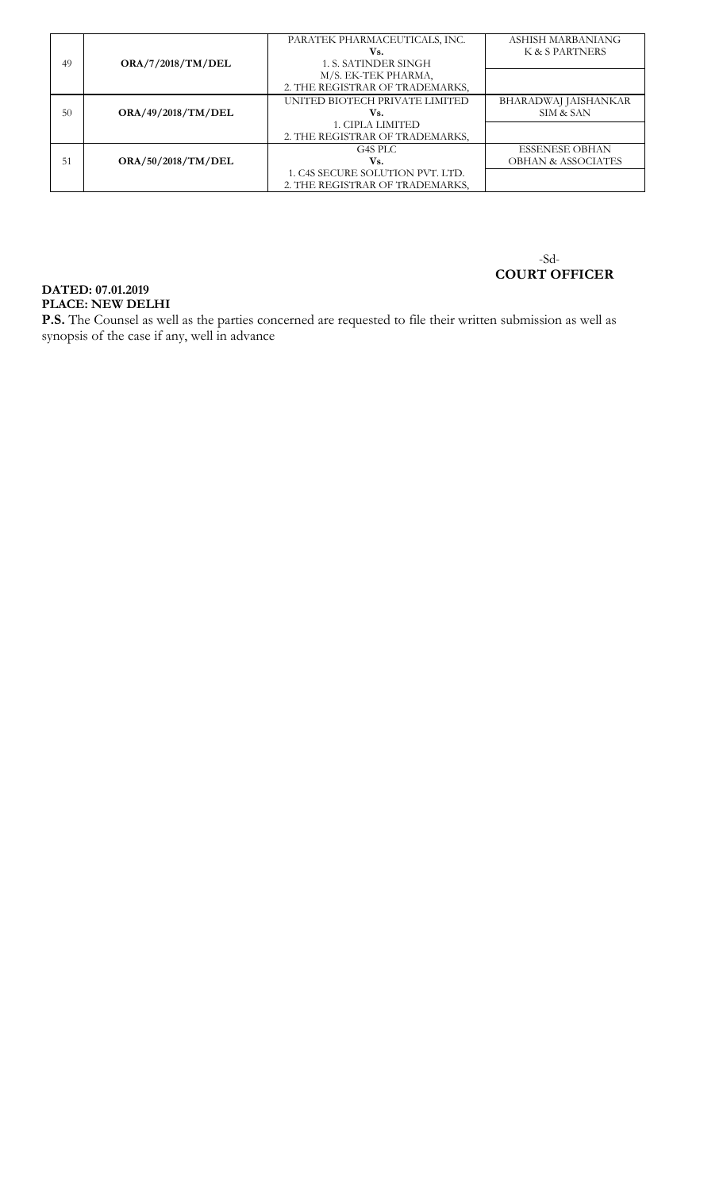| | | | |
|---|---|---|---|
| 49 | **ORA/7/2018/TM/DEL** | PARATEK PHARMACEUTICALS, INC.<br>**Vs.**<br>1. S. SATINDER SINGH<br>M/S. EK-TEK PHARMA,<br>2. THE REGISTRAR OF TRADEMARKS, | ASHISH MARBANIANG<br>K & S PARTNERS |
| 50 | **ORA/49/2018/TM/DEL** | UNITED BIOTECH PRIVATE LIMITED<br>**Vs.**<br>1. CIPLA LIMITED<br>2. THE REGISTRAR OF TRADEMARKS, | BHARADWAJ JAISHANKAR<br>SIM & SAN |
| 51 | **ORA/50/2018/TM/DEL** | G4S PLC<br>**Vs.**<br>1. C4S SECURE SOLUTION PVT. LTD.<br>2. THE REGISTRAR OF TRADEMARKS, | ESSENESE OBHAN<br>OBHAN & ASSOCIATES |

-Sd-
**COURT OFFICER**

**DATED: 07.01.2019**
**PLACE: NEW DELHI**

**P.S.** The Counsel as well as the parties concerned are requested to file their written submission as well as synopsis of the case if any, well in advance